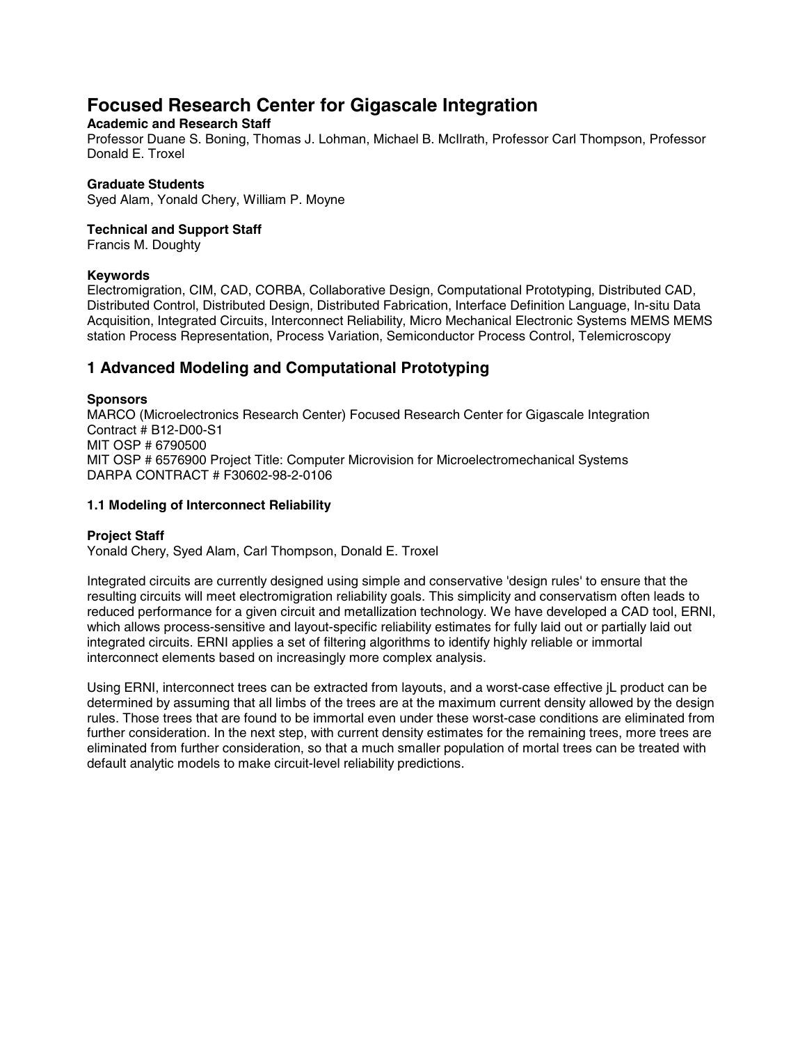# Focused Research Center for Gigascale Integration

**Academic and Research Staff**

Professor Duane S. Boning, Thomas J. Lohman, Michael B. McIlrath, Professor Carl Thompson, Professor Donald E. Troxel

**Graduate Students**

Syed Alam, Yonald Chery, William P. Moyne

**Technical and Support Staff**

Francis M. Doughty

**Keywords**

Electromigration, CIM, CAD, CORBA, Collaborative Design, Computational Prototyping, Distributed CAD, Distributed Control, Distributed Design, Distributed Fabrication, Interface Definition Language, In-situ Data Acquisition, Integrated Circuits, Interconnect Reliability, Micro Mechanical Electronic Systems MEMS MEMS station Process Representation, Process Variation, Semiconductor Process Control, Telemicroscopy

## 1 Advanced Modeling and Computational Prototyping

**Sponsors**

MARCO (Microelectronics Research Center) Focused Research Center for Gigascale Integration
Contract # B12-D00-S1
MIT OSP # 6790500
MIT OSP # 6576900 Project Title: Computer Microvision for Microelectromechanical Systems
DARPA CONTRACT # F30602-98-2-0106

### 1.1 Modeling of Interconnect Reliability

**Project Staff**

Yonald Chery, Syed Alam, Carl Thompson, Donald E. Troxel

Integrated circuits are currently designed using simple and conservative 'design rules' to ensure that the resulting circuits will meet electromigration reliability goals. This simplicity and conservatism often leads to reduced performance for a given circuit and metallization technology. We have developed a CAD tool, ERNI, which allows process-sensitive and layout-specific reliability estimates for fully laid out or partially laid out integrated circuits. ERNI applies a set of filtering algorithms to identify highly reliable or immortal interconnect elements based on increasingly more complex analysis.

Using ERNI, interconnect trees can be extracted from layouts, and a worst-case effective jL product can be determined by assuming that all limbs of the trees are at the maximum current density allowed by the design rules. Those trees that are found to be immortal even under these worst-case conditions are eliminated from further consideration. In the next step, with current density estimates for the remaining trees, more trees are eliminated from further consideration, so that a much smaller population of mortal trees can be treated with default analytic models to make circuit-level reliability predictions.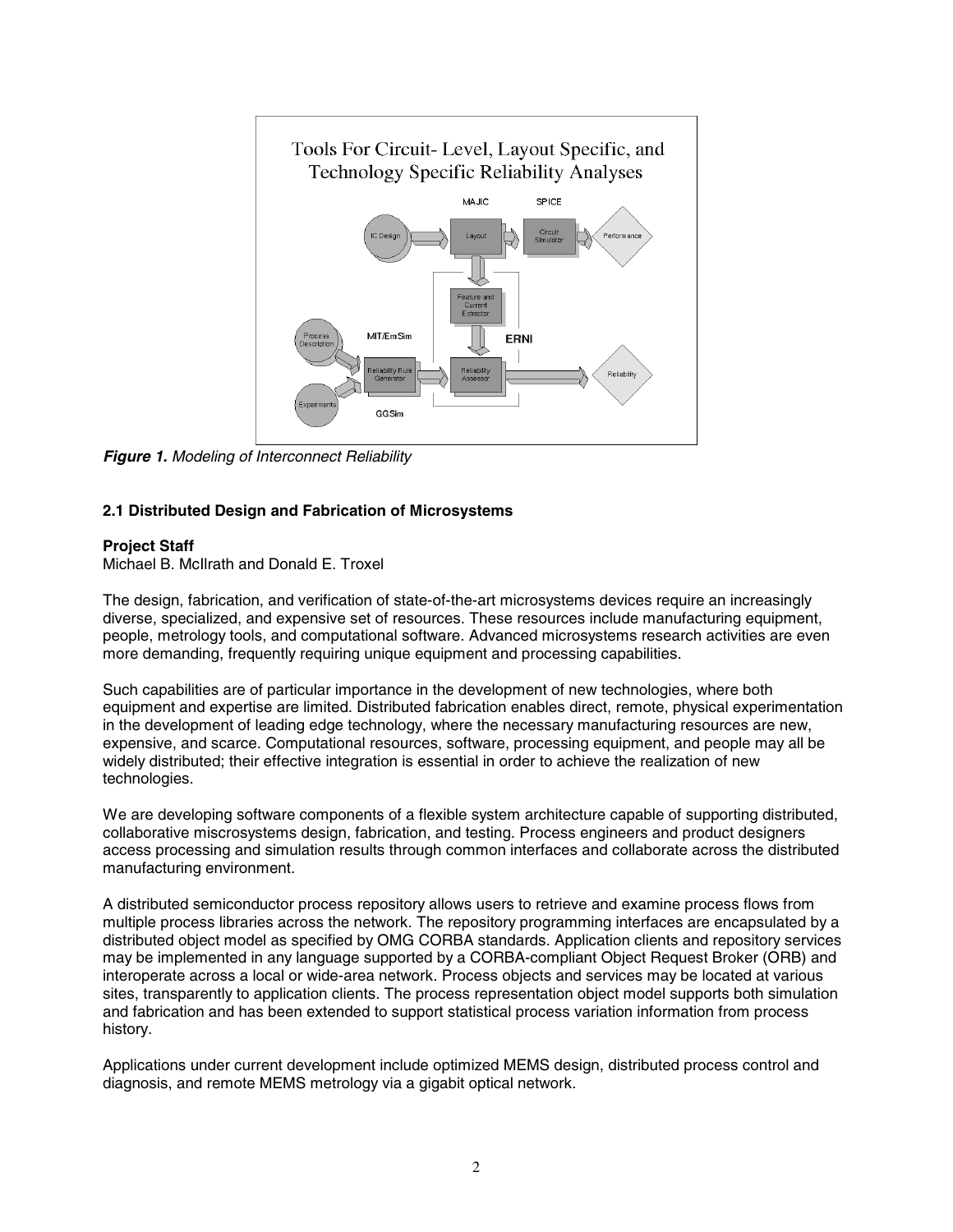**Figure 1.** *Modeling of Interconnect Reliability*

### 2.1 Distributed Design and Fabrication of Microsystems

**Project Staff**

Michael B. McIlrath and Donald E. Troxel

The design, fabrication, and verification of state-of-the-art microsystems devices require an increasingly diverse, specialized, and expensive set of resources. These resources include manufacturing equipment, people, metrology tools, and computational software. Advanced microsystems research activities are even more demanding, frequently requiring unique equipment and processing capabilities.

Such capabilities are of particular importance in the development of new technologies, where both equipment and expertise are limited. Distributed fabrication enables direct, remote, physical experimentation in the development of leading edge technology, where the necessary manufacturing resources are new, expensive, and scarce. Computational resources, software, processing equipment, and people may all be widely distributed; their effective integration is essential in order to achieve the realization of new technologies.

We are developing software components of a flexible system architecture capable of supporting distributed, collaborative miscrosystems design, fabrication, and testing. Process engineers and product designers access processing and simulation results through common interfaces and collaborate across the distributed manufacturing environment.

A distributed semiconductor process repository allows users to retrieve and examine process flows from multiple process libraries across the network. The repository programming interfaces are encapsulated by a distributed object model as specified by OMG CORBA standards. Application clients and repository services may be implemented in any language supported by a CORBA-compliant Object Request Broker (ORB) and interoperate across a local or wide-area network. Process objects and services may be located at various sites, transparently to application clients. The process representation object model supports both simulation and fabrication and has been extended to support statistical process variation information from process history.

Applications under current development include optimized MEMS design, distributed process control and diagnosis, and remote MEMS metrology via a gigabit optical network.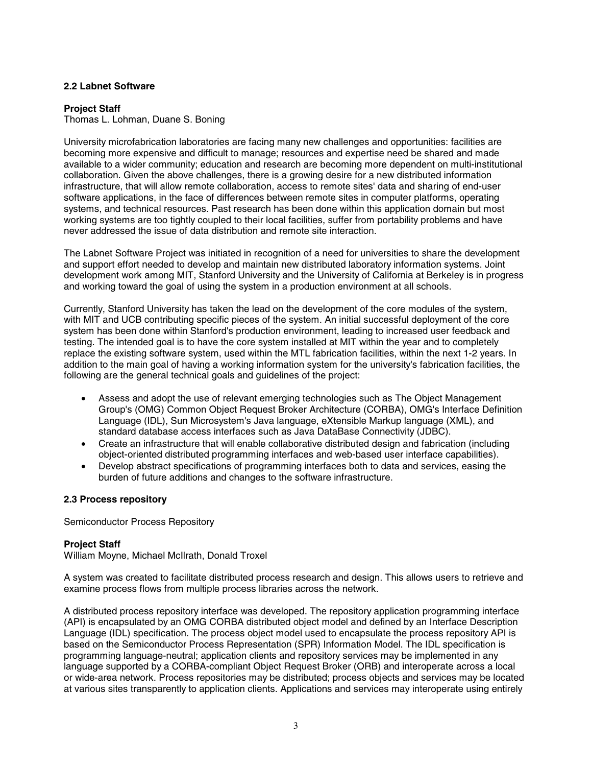### 2.2 Labnet Software

**Project Staff**
Thomas L. Lohman, Duane S. Boning

University microfabrication laboratories are facing many new challenges and opportunities: facilities are becoming more expensive and difficult to manage; resources and expertise need be shared and made available to a wider community; education and research are becoming more dependent on multi-institutional collaboration. Given the above challenges, there is a growing desire for a new distributed information infrastructure, that will allow remote collaboration, access to remote sites' data and sharing of end-user software applications, in the face of differences between remote sites in computer platforms, operating systems, and technical resources. Past research has been done within this application domain but most working systems are too tightly coupled to their local facilities, suffer from portability problems and have never addressed the issue of data distribution and remote site interaction.

The Labnet Software Project was initiated in recognition of a need for universities to share the development and support effort needed to develop and maintain new distributed laboratory information systems. Joint development work among MIT, Stanford University and the University of California at Berkeley is in progress and working toward the goal of using the system in a production environment at all schools.

Currently, Stanford University has taken the lead on the development of the core modules of the system, with MIT and UCB contributing specific pieces of the system. An initial successful deployment of the core system has been done within Stanford's production environment, leading to increased user feedback and testing. The intended goal is to have the core system installed at MIT within the year and to completely replace the existing software system, used within the MTL fabrication facilities, within the next 1-2 years. In addition to the main goal of having a working information system for the university's fabrication facilities, the following are the general technical goals and guidelines of the project:

- Assess and adopt the use of relevant emerging technologies such as The Object Management Group's (OMG) Common Object Request Broker Architecture (CORBA), OMG's Interface Definition Language (IDL), Sun Microsystem's Java language, eXtensible Markup language (XML), and standard database access interfaces such as Java DataBase Connectivity (JDBC).
- Create an infrastructure that will enable collaborative distributed design and fabrication (including object-oriented distributed programming interfaces and web-based user interface capabilities).
- Develop abstract specifications of programming interfaces both to data and services, easing the burden of future additions and changes to the software infrastructure.

### 2.3 Process repository

Semiconductor Process Repository

**Project Staff**
William Moyne, Michael McIlrath, Donald Troxel

A system was created to facilitate distributed process research and design. This allows users to retrieve and examine process flows from multiple process libraries across the network.

A distributed process repository interface was developed. The repository application programming interface (API) is encapsulated by an OMG CORBA distributed object model and defined by an Interface Description Language (IDL) specification. The process object model used to encapsulate the process repository API is based on the Semiconductor Process Representation (SPR) Information Model. The IDL specification is programming language-neutral; application clients and repository services may be implemented in any language supported by a CORBA-compliant Object Request Broker (ORB) and interoperate across a local or wide-area network. Process repositories may be distributed; process objects and services may be located at various sites transparently to application clients. Applications and services may interoperate using entirely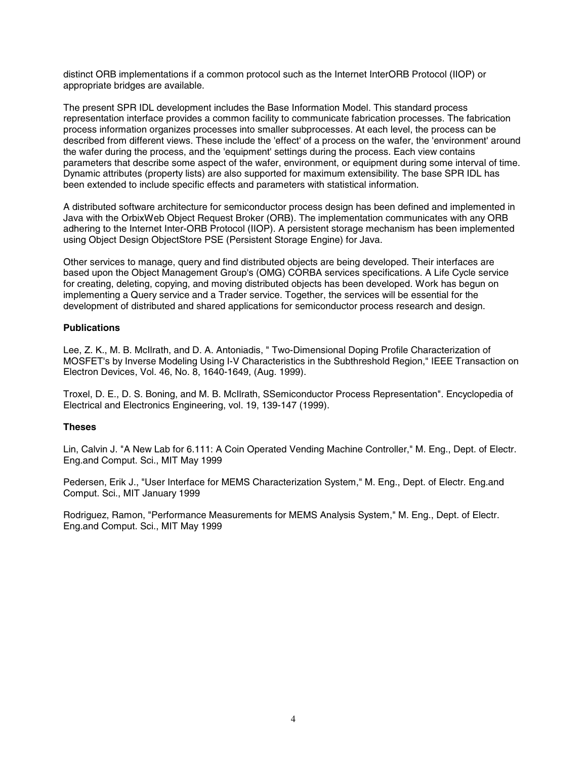distinct ORB implementations if a common protocol such as the Internet InterORB Protocol (IIOP) or appropriate bridges are available.

The present SPR IDL development includes the Base Information Model. This standard process representation interface provides a common facility to communicate fabrication processes. The fabrication process information organizes processes into smaller subprocesses. At each level, the process can be described from different views. These include the 'effect' of a process on the wafer, the 'environment' around the wafer during the process, and the 'equipment' settings during the process. Each view contains parameters that describe some aspect of the wafer, environment, or equipment during some interval of time. Dynamic attributes (property lists) are also supported for maximum extensibility. The base SPR IDL has been extended to include specific effects and parameters with statistical information.

A distributed software architecture for semiconductor process design has been defined and implemented in Java with the OrbixWeb Object Request Broker (ORB). The implementation communicates with any ORB adhering to the Internet Inter-ORB Protocol (IIOP). A persistent storage mechanism has been implemented using Object Design ObjectStore PSE (Persistent Storage Engine) for Java.

Other services to manage, query and find distributed objects are being developed. Their interfaces are based upon the Object Management Group's (OMG) CORBA services specifications. A Life Cycle service for creating, deleting, copying, and moving distributed objects has been developed. Work has begun on implementing a Query service and a Trader service. Together, the services will be essential for the development of distributed and shared applications for semiconductor process research and design.

### Publications

Lee, Z. K., M. B. McIlrath, and D. A. Antoniadis, " Two-Dimensional Doping Profile Characterization of MOSFET's by Inverse Modeling Using I-V Characteristics in the Subthreshold Region," IEEE Transaction on Electron Devices, Vol. 46, No. 8, 1640-1649, (Aug. 1999).

Troxel, D. E., D. S. Boning, and M. B. McIlrath, SSemiconductor Process Representation". Encyclopedia of Electrical and Electronics Engineering, vol. 19, 139-147 (1999).

### Theses

Lin, Calvin J. "A New Lab for 6.111: A Coin Operated Vending Machine Controller," M. Eng., Dept. of Electr. Eng.and Comput. Sci., MIT May 1999

Pedersen, Erik J., "User Interface for MEMS Characterization System," M. Eng., Dept. of Electr. Eng.and Comput. Sci., MIT January 1999

Rodriguez, Ramon, "Performance Measurements for MEMS Analysis System," M. Eng., Dept. of Electr. Eng.and Comput. Sci., MIT May 1999